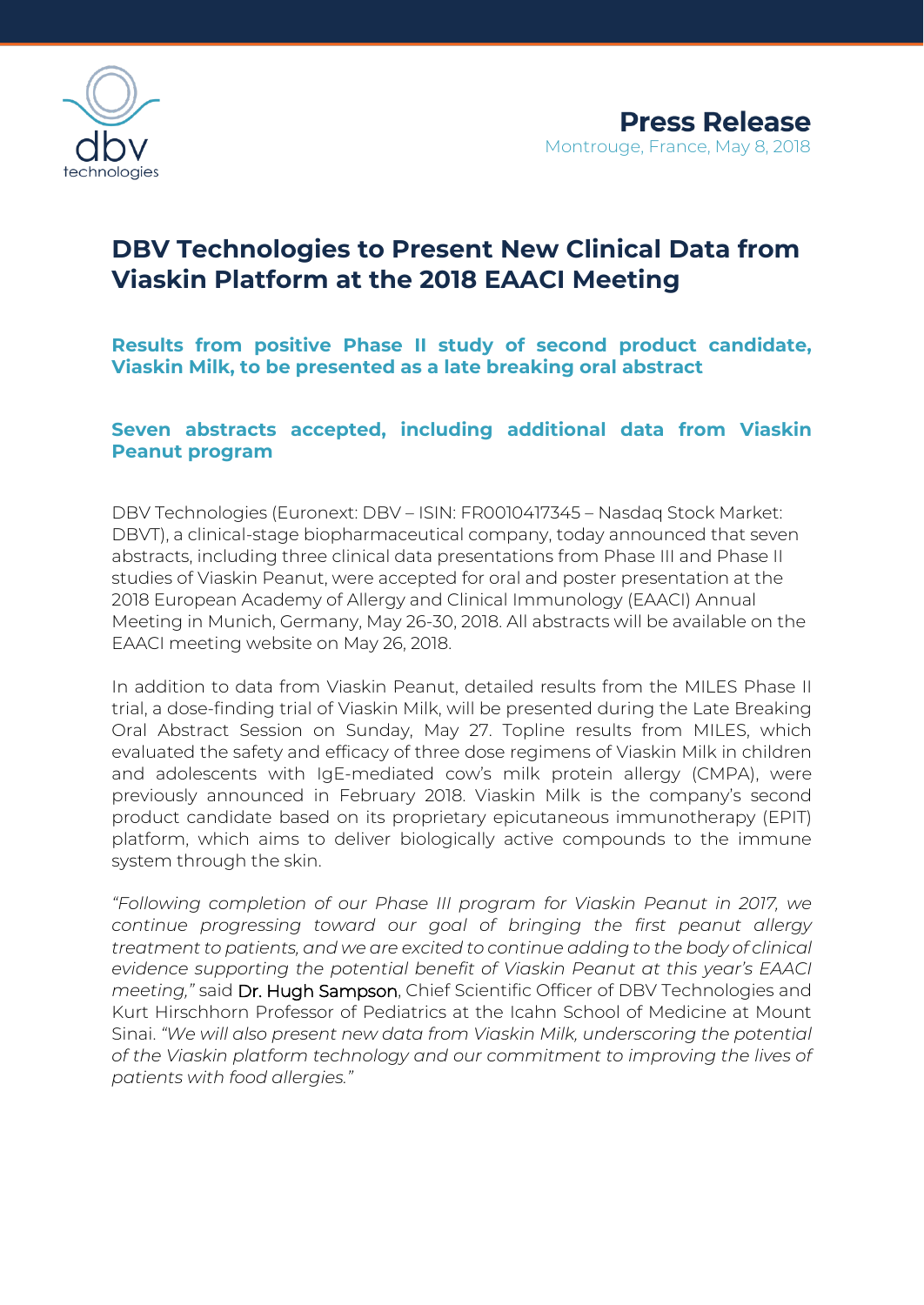**Press Release**
Montrouge, France, May 8, 2018

# DBV Technologies to Present New Clinical Data from Viaskin Platform at the 2018 EAACI Meeting

## Results from positive Phase II study of second product candidate, Viaskin Milk, to be presented as a late breaking oral abstract

## Seven abstracts accepted, including additional data from Viaskin Peanut program

DBV Technologies (Euronext: DBV – ISIN: FR0010417345 – Nasdaq Stock Market: DBVT), a clinical-stage biopharmaceutical company, today announced that seven abstracts, including three clinical data presentations from Phase III and Phase II studies of Viaskin Peanut, were accepted for oral and poster presentation at the 2018 European Academy of Allergy and Clinical Immunology (EAACI) Annual Meeting in Munich, Germany, May 26-30, 2018. All abstracts will be available on the EAACI meeting website on May 26, 2018.

In addition to data from Viaskin Peanut, detailed results from the MILES Phase II trial, a dose-finding trial of Viaskin Milk, will be presented during the Late Breaking Oral Abstract Session on Sunday, May 27. Topline results from MILES, which evaluated the safety and efficacy of three dose regimens of Viaskin Milk in children and adolescents with IgE-mediated cow's milk protein allergy (CMPA), were previously announced in February 2018. Viaskin Milk is the company's second product candidate based on its proprietary epicutaneous immunotherapy (EPIT) platform, which aims to deliver biologically active compounds to the immune system through the skin.

*"Following completion of our Phase III program for Viaskin Peanut in 2017, we continue progressing toward our goal of bringing the first peanut allergy treatment to patients, and we are excited to continue adding to the body of clinical evidence supporting the potential benefit of Viaskin Peanut at this year's EAACI meeting,"* said Dr. Hugh Sampson, Chief Scientific Officer of DBV Technologies and Kurt Hirschhorn Professor of Pediatrics at the Icahn School of Medicine at Mount Sinai. *"We will also present new data from Viaskin Milk, underscoring the potential of the Viaskin platform technology and our commitment to improving the lives of patients with food allergies."*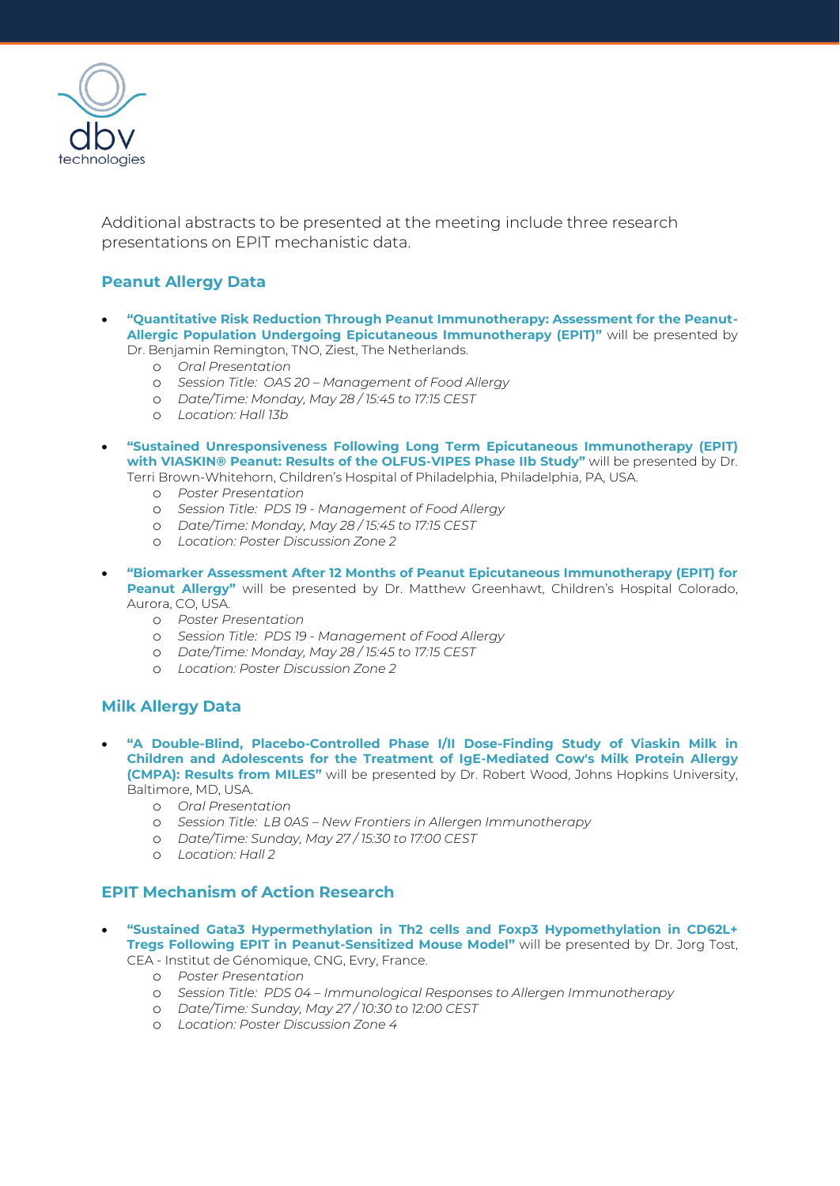Additional abstracts to be presented at the meeting include three research presentations on EPIT mechanistic data.

## Peanut Allergy Data

- **"Quantitative Risk Reduction Through Peanut Immunotherapy: Assessment for the Peanut-Allergic Population Undergoing Epicutaneous Immunotherapy (EPIT)"** will be presented by Dr. Benjamin Remington, TNO, Ziest, The Netherlands.
    - *Oral Presentation*
    - *Session Title: OAS 20 – Management of Food Allergy*
    - *Date/Time: Monday, May 28 / 15:45 to 17:15 CEST*
    - *Location: Hall 13b*

- **"Sustained Unresponsiveness Following Long Term Epicutaneous Immunotherapy (EPIT) with VIASKIN® Peanut: Results of the OLFUS-VIPES Phase IIb Study"** will be presented by Dr. Terri Brown-Whitehorn, Children's Hospital of Philadelphia, Philadelphia, PA, USA.
    - *Poster Presentation*
    - *Session Title: PDS 19 - Management of Food Allergy*
    - *Date/Time: Monday, May 28 / 15:45 to 17:15 CEST*
    - *Location: Poster Discussion Zone 2*

- **"Biomarker Assessment After 12 Months of Peanut Epicutaneous Immunotherapy (EPIT) for Peanut Allergy"** will be presented by Dr. Matthew Greenhawt, Children's Hospital Colorado, Aurora, CO, USA.
    - *Poster Presentation*
    - *Session Title: PDS 19 - Management of Food Allergy*
    - *Date/Time: Monday, May 28 / 15:45 to 17:15 CEST*
    - *Location: Poster Discussion Zone 2*

## Milk Allergy Data

- **"A Double-Blind, Placebo-Controlled Phase I/II Dose-Finding Study of Viaskin Milk in Children and Adolescents for the Treatment of IgE-Mediated Cow's Milk Protein Allergy (CMPA): Results from MILES"** will be presented by Dr. Robert Wood, Johns Hopkins University, Baltimore, MD, USA.
    - *Oral Presentation*
    - *Session Title: LB 0AS – New Frontiers in Allergen Immunotherapy*
    - *Date/Time: Sunday, May 27 / 15:30 to 17:00 CEST*
    - *Location: Hall 2*

## EPIT Mechanism of Action Research

- **"Sustained Gata3 Hypermethylation in Th2 cells and Foxp3 Hypomethylation in CD62L+ Tregs Following EPIT in Peanut-Sensitized Mouse Model"** will be presented by Dr. Jorg Tost, CEA - Institut de Génomique, CNG, Evry, France.
    - *Poster Presentation*
    - *Session Title: PDS 04 – Immunological Responses to Allergen Immunotherapy*
    - *Date/Time: Sunday, May 27 / 10:30 to 12:00 CEST*
    - *Location: Poster Discussion Zone 4*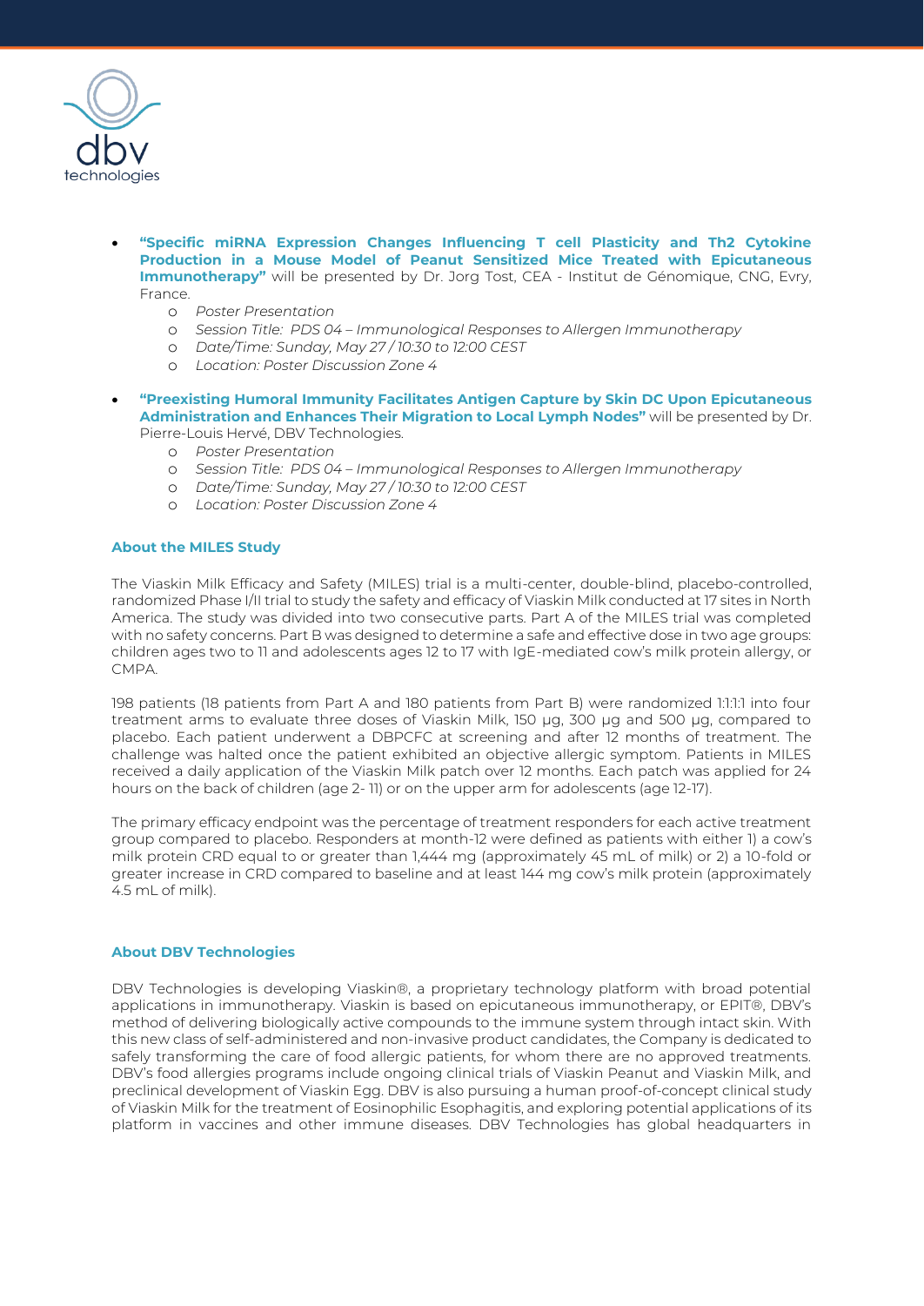- **"Specific miRNA Expression Changes Influencing T cell Plasticity and Th2 Cytokine Production in a Mouse Model of Peanut Sensitized Mice Treated with Epicutaneous Immunotherapy"** will be presented by Dr. Jorg Tost, CEA - Institut de Génomique, CNG, Evry, France.
  - *Poster Presentation*
  - *Session Title: PDS 04 – Immunological Responses to Allergen Immunotherapy*
  - *Date/Time: Sunday, May 27 / 10:30 to 12:00 CEST*
  - *Location: Poster Discussion Zone 4*
- **"Preexisting Humoral Immunity Facilitates Antigen Capture by Skin DC Upon Epicutaneous Administration and Enhances Their Migration to Local Lymph Nodes"** will be presented by Dr. Pierre-Louis Hervé, DBV Technologies.
  - *Poster Presentation*
  - *Session Title: PDS 04 – Immunological Responses to Allergen Immunotherapy*
  - *Date/Time: Sunday, May 27 / 10:30 to 12:00 CEST*
  - *Location: Poster Discussion Zone 4*

**About the MILES Study**

The Viaskin Milk Efficacy and Safety (MILES) trial is a multi-center, double-blind, placebo-controlled, randomized Phase I/II trial to study the safety and efficacy of Viaskin Milk conducted at 17 sites in North America. The study was divided into two consecutive parts. Part A of the MILES trial was completed with no safety concerns. Part B was designed to determine a safe and effective dose in two age groups: children ages two to 11 and adolescents ages 12 to 17 with IgE-mediated cow's milk protein allergy, or CMPA.

198 patients (18 patients from Part A and 180 patients from Part B) were randomized 1:1:1:1 into four treatment arms to evaluate three doses of Viaskin Milk, 150 µg, 300 µg and 500 µg, compared to placebo. Each patient underwent a DBPCFC at screening and after 12 months of treatment. The challenge was halted once the patient exhibited an objective allergic symptom. Patients in MILES received a daily application of the Viaskin Milk patch over 12 months. Each patch was applied for 24 hours on the back of children (age 2- 11) or on the upper arm for adolescents (age 12-17).

The primary efficacy endpoint was the percentage of treatment responders for each active treatment group compared to placebo. Responders at month-12 were defined as patients with either 1) a cow's milk protein CRD equal to or greater than 1,444 mg (approximately 45 mL of milk) or 2) a 10-fold or greater increase in CRD compared to baseline and at least 144 mg cow's milk protein (approximately 4.5 mL of milk).

**About DBV Technologies**

DBV Technologies is developing Viaskin®, a proprietary technology platform with broad potential applications in immunotherapy. Viaskin is based on epicutaneous immunotherapy, or EPIT®, DBV's method of delivering biologically active compounds to the immune system through intact skin. With this new class of self-administered and non-invasive product candidates, the Company is dedicated to safely transforming the care of food allergic patients, for whom there are no approved treatments. DBV's food allergies programs include ongoing clinical trials of Viaskin Peanut and Viaskin Milk, and preclinical development of Viaskin Egg. DBV is also pursuing a human proof-of-concept clinical study of Viaskin Milk for the treatment of Eosinophilic Esophagitis, and exploring potential applications of its platform in vaccines and other immune diseases. DBV Technologies has global headquarters in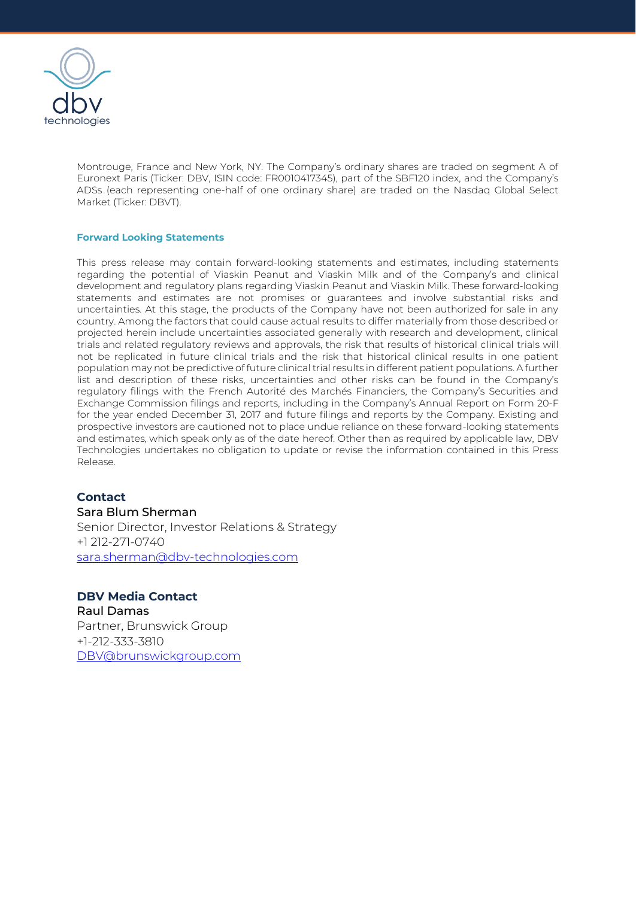Montrouge, France and New York, NY. The Company's ordinary shares are traded on segment A of Euronext Paris (Ticker: DBV, ISIN code: FR0010417345), part of the SBF120 index, and the Company's ADSs (each representing one-half of one ordinary share) are traded on the Nasdaq Global Select Market (Ticker: DBVT).

### Forward Looking Statements

This press release may contain forward-looking statements and estimates, including statements regarding the potential of Viaskin Peanut and Viaskin Milk and of the Company's and clinical development and regulatory plans regarding Viaskin Peanut and Viaskin Milk. These forward-looking statements and estimates are not promises or guarantees and involve substantial risks and uncertainties. At this stage, the products of the Company have not been authorized for sale in any country. Among the factors that could cause actual results to differ materially from those described or projected herein include uncertainties associated generally with research and development, clinical trials and related regulatory reviews and approvals, the risk that results of historical clinical trials will not be replicated in future clinical trials and the risk that historical clinical results in one patient population may not be predictive of future clinical trial results in different patient populations. A further list and description of these risks, uncertainties and other risks can be found in the Company's regulatory filings with the French Autorité des Marchés Financiers, the Company's Securities and Exchange Commission filings and reports, including in the Company's Annual Report on Form 20-F for the year ended December 31, 2017 and future filings and reports by the Company. Existing and prospective investors are cautioned not to place undue reliance on these forward-looking statements and estimates, which speak only as of the date hereof. Other than as required by applicable law, DBV Technologies undertakes no obligation to update or revise the information contained in this Press Release.

**Contact**
Sara Blum Sherman
Senior Director, Investor Relations & Strategy
+1 212-271-0740
sara.sherman@dbv-technologies.com

**DBV Media Contact**
Raul Damas
Partner, Brunswick Group
+1-212-333-3810
DBV@brunswickgroup.com